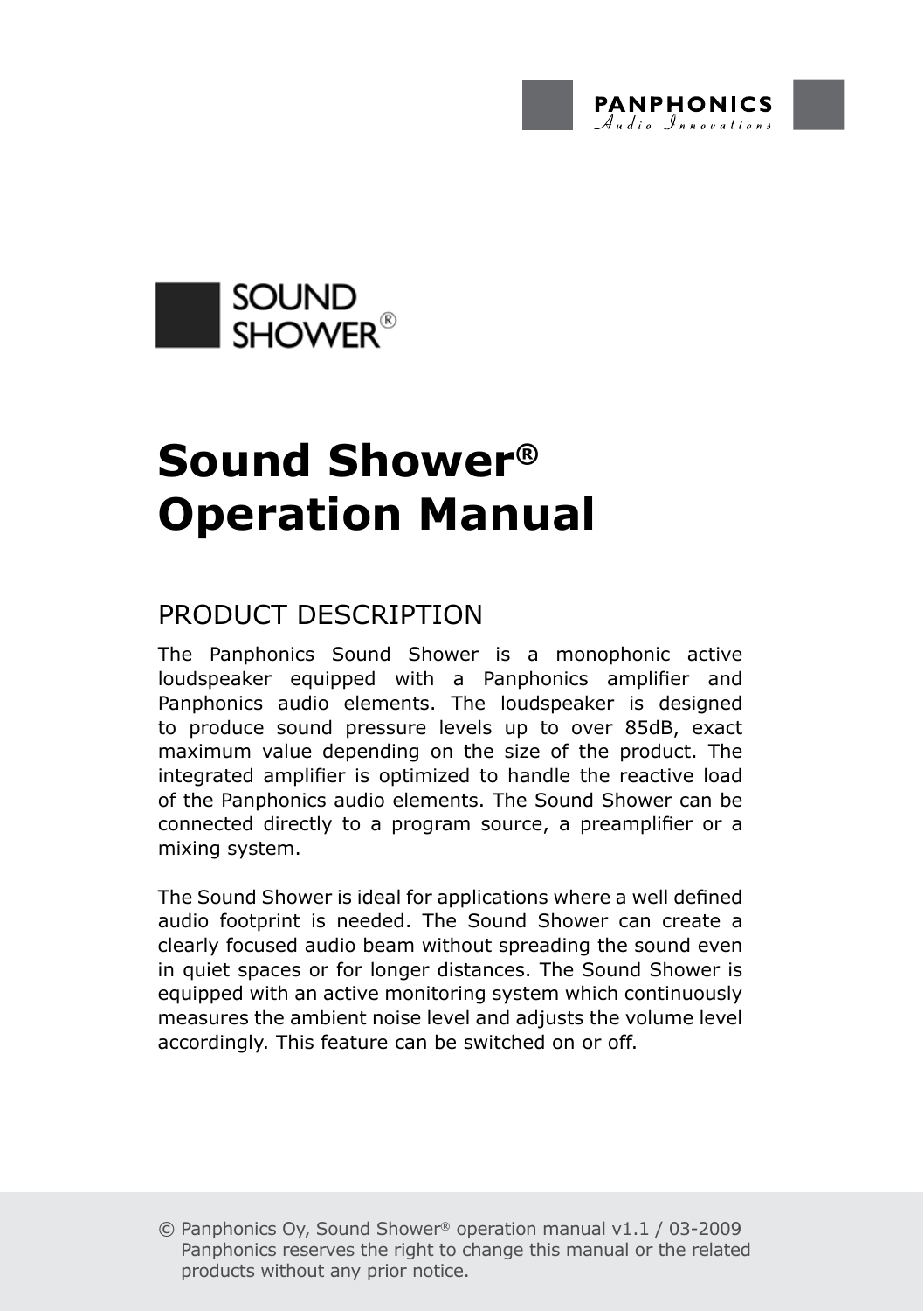PANPHONICS
*Audio Innovations*

SOUND SHOWER®

# Sound Shower® Operation Manual

## PRODUCT DESCRIPTION

The Panphonics Sound Shower is a monophonic active loudspeaker equipped with a Panphonics amplifier and Panphonics audio elements. The loudspeaker is designed to produce sound pressure levels up to over 85dB, exact maximum value depending on the size of the product. The integrated amplifier is optimized to handle the reactive load of the Panphonics audio elements. The Sound Shower can be connected directly to a program source, a preamplifier or a mixing system.

The Sound Shower is ideal for applications where a well defined audio footprint is needed. The Sound Shower can create a clearly focused audio beam without spreading the sound even in quiet spaces or for longer distances. The Sound Shower is equipped with an active monitoring system which continuously measures the ambient noise level and adjusts the volume level accordingly. This feature can be switched on or off.

© Panphonics Oy, Sound Shower® operation manual v1.1 / 03-2009
Panphonics reserves the right to change this manual or the related products without any prior notice.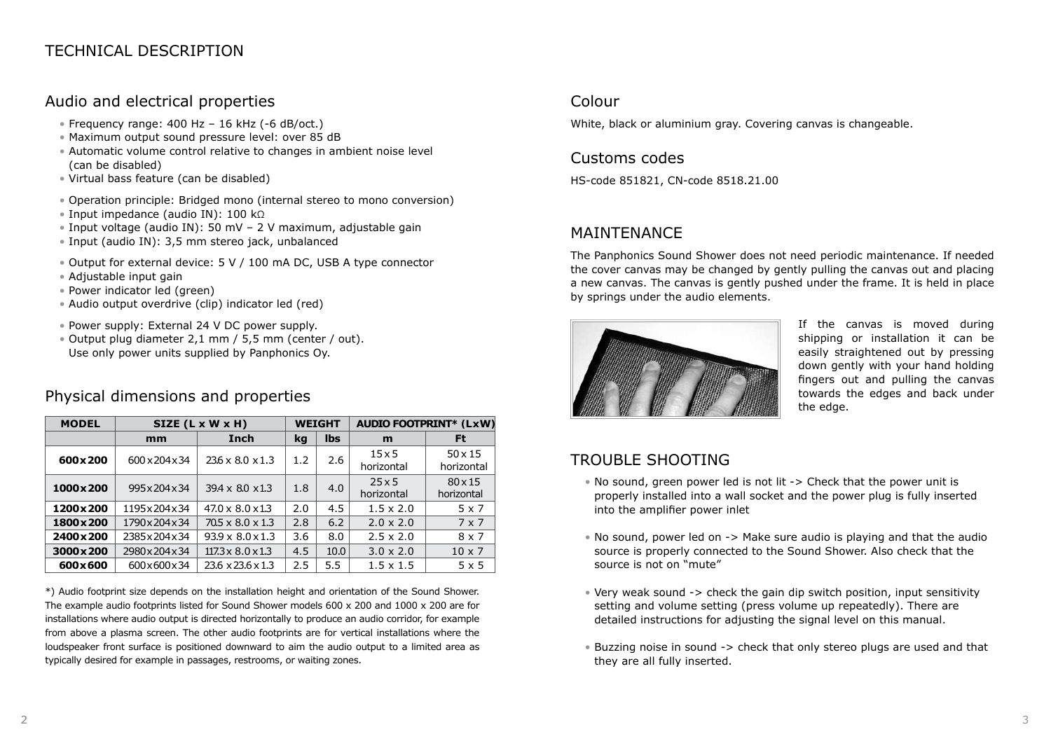# TECHNICAL DESCRIPTION

## Audio and electrical properties

- Frequency range: 400 Hz – 16 kHz (-6 dB/oct.)
- Maximum output sound pressure level: over 85 dB
- Automatic volume control relative to changes in ambient noise level (can be disabled)
- Virtual bass feature (can be disabled)

- Operation principle: Bridged mono (internal stereo to mono conversion)
- Input impedance (audio IN): 100 kΩ
- Input voltage (audio IN): 50 mV – 2 V maximum, adjustable gain
- Input (audio IN): 3,5 mm stereo jack, unbalanced

- Output for external device: 5 V / 100 mA DC, USB A type connector
- Adjustable input gain
- Power indicator led (green)
- Audio output overdrive (clip) indicator led (red)

- Power supply: External 24 V DC power supply.
- Output plug diameter 2,1 mm / 5,5 mm (center / out).
  Use only power units supplied by Panphonics Oy.

## Physical dimensions and properties

| MODEL | SIZE (L x W x H) | | WEIGHT | | AUDIO FOOTPRINT* (LxW) | |
|---|---|---|---|---|---|---|
| | mm | Inch | kg | lbs | m | Ft |
| **600x200** | 600x204x34 | 23.6 x 8.0 x 1.3 | 1.2 | 2.6 | 15 x 5 horizontal | 50 x 15 horizontal |
| **1000x200** | 995x204x34 | 39.4 x 8.0 x1.3 | 1.8 | 4.0 | 25 x 5 horizontal | 80 x 15 horizontal |
| **1200x200** | 1195x204x34 | 47.0 x 8.0 x1.3 | 2.0 | 4.5 | 1.5 x 2.0 | 5 x 7 |
| **1800x200** | 1790x204x34 | 70.5 x 8.0 x 1.3 | 2.8 | 6.2 | 2.0 x 2.0 | 7 x 7 |
| **2400x200** | 2385x204x34 | 93.9 x 8.0 x 1.3 | 3.6 | 8.0 | 2.5 x 2.0 | 8 x 7 |
| **3000x200** | 2980x204x34 | 117.3 x 8.0 x 1.3 | 4.5 | 10.0 | 3.0 x 2.0 | 10 x 7 |
| **600x600** | 600x600x34 | 23.6 x 23.6 x 1.3 | 2.5 | 5.5 | 1.5 x 1.5 | 5 x 5 |

*) Audio footprint size depends on the installation height and orientation of the Sound Shower. The example audio footprints listed for Sound Shower models 600 x 200 and 1000 x 200 are for installations where audio output is directed horizontally to produce an audio corridor, for example from above a plasma screen. The other audio footprints are for vertical installations where the loudspeaker front surface is positioned downward to aim the audio output to a limited area as typically desired for example in passages, restrooms, or waiting zones.

## Colour

White, black or aluminium gray. Covering canvas is changeable.

## Customs codes

HS-code 851821, CN-code 8518.21.00

# MAINTENANCE

The Panphonics Sound Shower does not need periodic maintenance. If needed the cover canvas may be changed by gently pulling the canvas out and placing a new canvas. The canvas is gently pushed under the frame. It is held in place by springs under the audio elements.

If the canvas is moved during shipping or installation it can be easily straightened out by pressing down gently with your hand holding fingers out and pulling the canvas towards the edges and back under the edge.

# TROUBLE SHOOTING

- No sound, green power led is not lit -> Check that the power unit is properly installed into a wall socket and the power plug is fully inserted into the amplifier power inlet

- No sound, power led on -> Make sure audio is playing and that the audio source is properly connected to the Sound Shower. Also check that the source is not on “mute”

- Very weak sound -> check the gain dip switch position, input sensitivity setting and volume setting (press volume up repeatedly). There are detailed instructions for adjusting the signal level on this manual.

- Buzzing noise in sound -> check that only stereo plugs are used and that they are all fully inserted.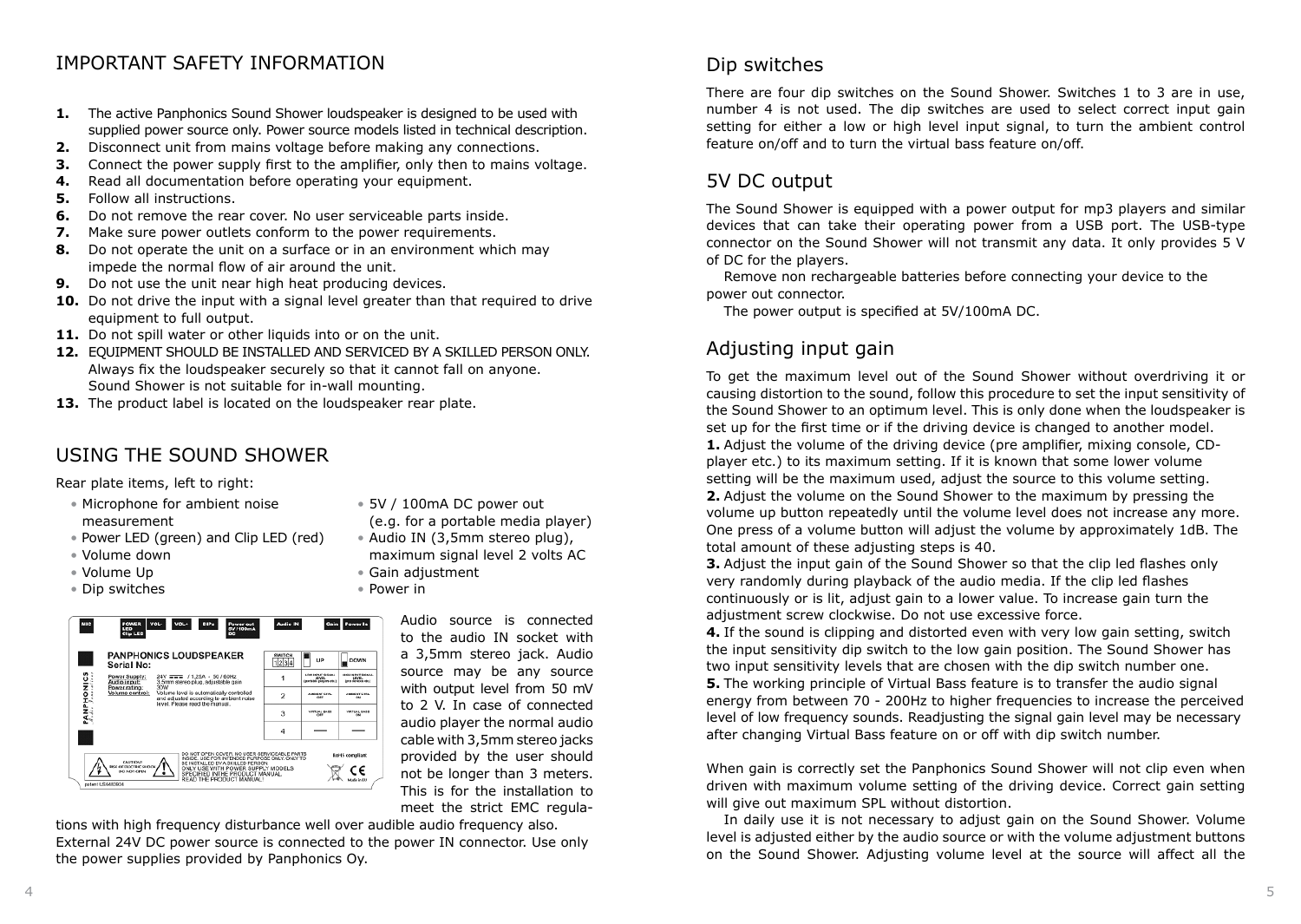# IMPORTANT SAFETY INFORMATION

1. The active Panphonics Sound Shower loudspeaker is designed to be used with supplied power source only. Power source models listed in technical description.
2. Disconnect unit from mains voltage before making any connections.
3. Connect the power supply first to the amplifier, only then to mains voltage.
4. Read all documentation before operating your equipment.
5. Follow all instructions.
6. Do not remove the rear cover. No user serviceable parts inside.
7. Make sure power outlets conform to the power requirements.
8. Do not operate the unit on a surface or in an environment which may impede the normal flow of air around the unit.
9. Do not use the unit near high heat producing devices.
10. Do not drive the input with a signal level greater than that required to drive equipment to full output.
11. Do not spill water or other liquids into or on the unit.
12. EQUIPMENT SHOULD BE INSTALLED AND SERVICED BY A SKILLED PERSON ONLY. Always fix the loudspeaker securely so that it cannot fall on anyone. Sound Shower is not suitable for in-wall mounting.
13. The product label is located on the loudspeaker rear plate.

# USING THE SOUND SHOWER

Rear plate items, left to right:

- Microphone for ambient noise measurement
- Power LED (green) and Clip LED (red)
- Volume down
- Volume Up
- Dip switches
- 5V / 100mA DC power out (e.g. for a portable media player)
- Audio IN (3,5mm stereo plug), maximum signal level 2 volts AC
- Gain adjustment
- Power in

MIC | POWER LED Clip LED | VOL- | VOL+ | DIPs | Power out 5V/100mA DC | Audio IN | Gain | Power In

PANPHONICS LOUDSPEAKER
Serial No:

Power Supply: 24V / 1,25A - 50 / 60Hz
Audio input: 3,5mm stereo plug, adjustable gain
Power rating: 30W
Volume control: Volume level is automatically controlled and adjusted according to ambient noise level. Please read the manual.

| SWITCH | UP | DOWN |
|---|---|---|
| 1 | LOW INPUT SIGNAL LEVEL (portable players etc.) | HIGH INPUT SIGNAL LEVEL (pro devices etc.) |
| 2 | AMBIENT LVL. OFF | AMBIENT LVL. ON |
| 3 | VIRTUAL BASS OFF | VIRTUAL BASS ON |
| 4 | — | — |

CAUTION! RISK OF ELECTRIC SHOCK DO NOT OPEN

DO NOT OPEN COVER. NO USER SERVICEABLE PARTS INSIDE. USE FOR INTENDED PURPOSE ONLY. ONLY TO BE INSTALLED BY A SKILLED PERSON. ONLY USE WITH POWER SUPPLY MODELS SPECIFIED IN THE PRODUCT MANUAL. READ THE PRODUCT MANUAL!

RoHS compliant
CE
Made in EU

patent US485904

Audio source is connected to the audio IN socket with a 3,5mm stereo jack. Audio source may be any source with output level from 50 mV to 2 V. In case of connected audio player the normal audio cable with 3,5mm stereo jacks provided by the user should not be longer than 3 meters. This is for the installation to meet the strict EMC regulations with high frequency disturbance well over audible audio frequency also.

External 24V DC power source is connected to the power IN connector. Use only the power supplies provided by Panphonics Oy.

## Dip switches

There are four dip switches on the Sound Shower. Switches 1 to 3 are in use, number 4 is not used. The dip switches are used to select correct input gain setting for either a low or high level input signal, to turn the ambient control feature on/off and to turn the virtual bass feature on/off.

## 5V DC output

The Sound Shower is equipped with a power output for mp3 players and similar devices that can take their operating power from a USB port. The USB-type connector on the Sound Shower will not transmit any data. It only provides 5 V of DC for the players.

Remove non rechargeable batteries before connecting your device to the power out connector.

The power output is specified at 5V/100mA DC.

## Adjusting input gain

To get the maximum level out of the Sound Shower without overdriving it or causing distortion to the sound, follow this procedure to set the input sensitivity of the Sound Shower to an optimum level. This is only done when the loudspeaker is set up for the first time or if the driving device is changed to another model.

**1.** Adjust the volume of the driving device (pre amplifier, mixing console, CD-player etc.) to its maximum setting. If it is known that some lower volume setting will be the maximum used, adjust the source to this volume setting.

**2.** Adjust the volume on the Sound Shower to the maximum by pressing the volume up button repeatedly until the volume level does not increase any more. One press of a volume button will adjust the volume by approximately 1dB. The total amount of these adjusting steps is 40.

**3.** Adjust the input gain of the Sound Shower so that the clip led flashes only very randomly during playback of the audio media. If the clip led flashes continuously or is lit, adjust gain to a lower value. To increase gain turn the adjustment screw clockwise. Do not use excessive force.

**4.** If the sound is clipping and distorted even with very low gain setting, switch the input sensitivity dip switch to the low gain position. The Sound Shower has two input sensitivity levels that are chosen with the dip switch number one.

**5.** The working principle of Virtual Bass feature is to transfer the audio signal energy from between 70 - 200Hz to higher frequencies to increase the perceived level of low frequency sounds. Readjusting the signal gain level may be necessary after changing Virtual Bass feature on or off with dip switch number.

When gain is correctly set the Panphonics Sound Shower will not clip even when driven with maximum volume setting of the driving device. Correct gain setting will give out maximum SPL without distortion.

In daily use it is not necessary to adjust gain on the Sound Shower. Volume level is adjusted either by the audio source or with the volume adjustment buttons on the Sound Shower. Adjusting volume level at the source will affect all the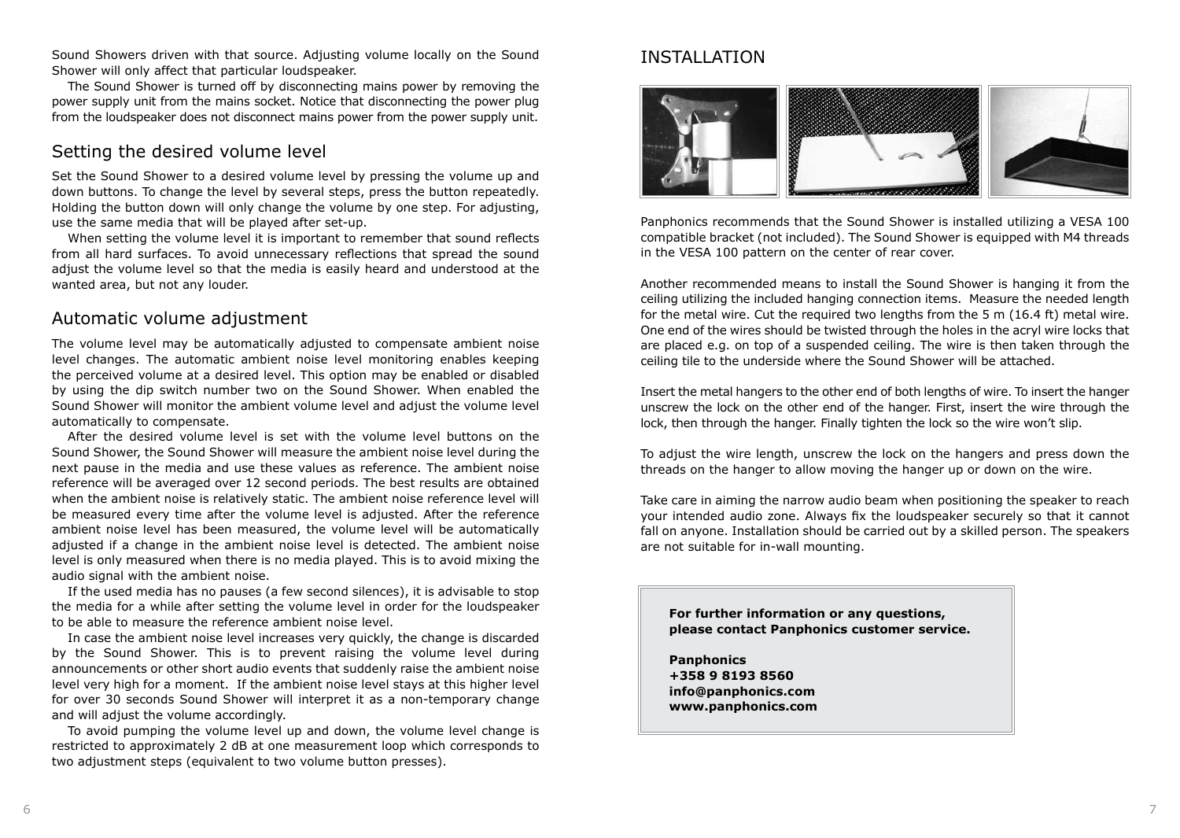Sound Showers driven with that source. Adjusting volume locally on the Sound Shower will only affect that particular loudspeaker.

The Sound Shower is turned off by disconnecting mains power by removing the power supply unit from the mains socket. Notice that disconnecting the power plug from the loudspeaker does not disconnect mains power from the power supply unit.

## Setting the desired volume level

Set the Sound Shower to a desired volume level by pressing the volume up and down buttons. To change the level by several steps, press the button repeatedly. Holding the button down will only change the volume by one step. For adjusting, use the same media that will be played after set-up.

When setting the volume level it is important to remember that sound reflects from all hard surfaces. To avoid unnecessary reflections that spread the sound adjust the volume level so that the media is easily heard and understood at the wanted area, but not any louder.

## Automatic volume adjustment

The volume level may be automatically adjusted to compensate ambient noise level changes. The automatic ambient noise level monitoring enables keeping the perceived volume at a desired level. This option may be enabled or disabled by using the dip switch number two on the Sound Shower. When enabled the Sound Shower will monitor the ambient volume level and adjust the volume level automatically to compensate.

After the desired volume level is set with the volume level buttons on the Sound Shower, the Sound Shower will measure the ambient noise level during the next pause in the media and use these values as reference. The ambient noise reference will be averaged over 12 second periods. The best results are obtained when the ambient noise is relatively static. The ambient noise reference level will be measured every time after the volume level is adjusted. After the reference ambient noise level has been measured, the volume level will be automatically adjusted if a change in the ambient noise level is detected. The ambient noise level is only measured when there is no media played. This is to avoid mixing the audio signal with the ambient noise.

If the used media has no pauses (a few second silences), it is advisable to stop the media for a while after setting the volume level in order for the loudspeaker to be able to measure the reference ambient noise level.

In case the ambient noise level increases very quickly, the change is discarded by the Sound Shower. This is to prevent raising the volume level during announcements or other short audio events that suddenly raise the ambient noise level very high for a moment. If the ambient noise level stays at this higher level for over 30 seconds Sound Shower will interpret it as a non-temporary change and will adjust the volume accordingly.

To avoid pumping the volume level up and down, the volume level change is restricted to approximately 2 dB at one measurement loop which corresponds to two adjustment steps (equivalent to two volume button presses).

# INSTALLATION

Panphonics recommends that the Sound Shower is installed utilizing a VESA 100 compatible bracket (not included). The Sound Shower is equipped with M4 threads in the VESA 100 pattern on the center of rear cover.

Another recommended means to install the Sound Shower is hanging it from the ceiling utilizing the included hanging connection items. Measure the needed length for the metal wire. Cut the required two lengths from the 5 m (16.4 ft) metal wire. One end of the wires should be twisted through the holes in the acryl wire locks that are placed e.g. on top of a suspended ceiling. The wire is then taken through the ceiling tile to the underside where the Sound Shower will be attached.

Insert the metal hangers to the other end of both lengths of wire. To insert the hanger unscrew the lock on the other end of the hanger. First, insert the wire through the lock, then through the hanger. Finally tighten the lock so the wire won't slip.

To adjust the wire length, unscrew the lock on the hangers and press down the threads on the hanger to allow moving the hanger up or down on the wire.

Take care in aiming the narrow audio beam when positioning the speaker to reach your intended audio zone. Always fix the loudspeaker securely so that it cannot fall on anyone. Installation should be carried out by a skilled person. The speakers are not suitable for in-wall mounting.

**For further information or any questions, please contact Panphonics customer service.**

**Panphonics**
**+358 9 8193 8560**
**info@panphonics.com**
**www.panphonics.com**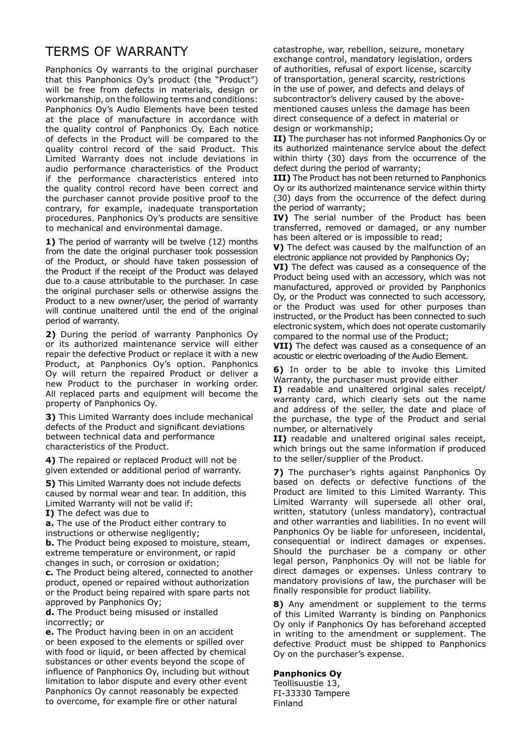# TERMS OF WARRANTY

Panphonics Oy warrants to the original purchaser that this Panphonics Oy's product (the "Product") will be free from defects in materials, design or workmanship, on the following terms and conditions: Panphonics Oy's Audio Elements have been tested at the place of manufacture in accordance with the quality control of Panphonics Oy. Each notice of defects in the Product will be compared to the quality control record of the said Product. This Limited Warranty does not include deviations in audio performance characteristics of the Product if the performance characteristics entered into the quality control record have been correct and the purchaser cannot provide positive proof to the contrary, for example, inadequate transportation procedures. Panphonics Oy's products are sensitive to mechanical and environmental damage.

**1)** The period of warranty will be twelve (12) months from the date the original purchaser took possession of the Product, or should have taken possession of the Product if the receipt of the Product was delayed due to a cause attributable to the purchaser. In case the original purchaser sells or otherwise assigns the Product to a new owner/user, the period of warranty will continue unaltered until the end of the original period of warranty.

**2)** During the period of warranty Panphonics Oy or its authorized maintenance service will either repair the defective Product or replace it with a new Product, at Panphonics Oy's option. Panphonics Oy will return the repaired Product or deliver a new Product to the purchaser in working order. All replaced parts and equipment will become the property of Panphonics Oy.

**3)** This Limited Warranty does include mechanical defects of the Product and significant deviations between technical data and performance characteristics of the Product.

**4)** The repaired or replaced Product will not be given extended or additional period of warranty.

**5)** This Limited Warranty does not include defects caused by normal wear and tear. In addition, this Limited Warranty will not be valid if:

**I)** The defect was due to

**a.** The use of the Product either contrary to instructions or otherwise negligently;

**b.** The Product being exposed to moisture, steam, extreme temperature or environment, or rapid changes in such, or corrosion or oxidation;

**c.** The Product being altered, connected to another product, opened or repaired without authorization or the Product being repaired with spare parts not approved by Panphonics Oy;

**d.** The Product being misused or installed incorrectly; or

**e.** The Product having been in on an accident or been exposed to the elements or spilled over with food or liquid, or been affected by chemical substances or other events beyond the scope of influence of Panphonics Oy, including but without limitation to labor dispute and every other event Panphonics Oy cannot reasonably be expected to overcome, for example fire or other natural catastrophe, war, rebellion, seizure, monetary exchange control, mandatory legislation, orders of authorities, refusal of export license, scarcity of transportation, general scarcity, restrictions in the use of power, and defects and delays of subcontractor's delivery caused by the above-mentioned causes unless the damage has been direct consequence of a defect in material or design or workmanship;

**II)** The purchaser has not informed Panphonics Oy or its authorized maintenance service about the defect within thirty (30) days from the occurrence of the defect during the period of warranty;

**III)** The Product has not been returned to Panphonics Oy or its authorized maintenance service within thirty (30) days from the occurrence of the defect during the period of warranty;

**IV)** The serial number of the Product has been transferred, removed or damaged, or any number has been altered or is impossible to read;

**V)** The defect was caused by the malfunction of an electronic appliance not provided by Panphonics Oy;

**VI)** The defect was caused as a consequence of the Product being used with an accessory, which was not manufactured, approved or provided by Panphonics Oy, or the Product was connected to such accessory, or the Product was used for other purposes than instructed, or the Product has been connected to such electronic system, which does not operate customarily compared to the normal use of the Product;

**VII)** The defect was caused as a consequence of an acoustic or electric overloading of the Audio Element.

**6)** In order to be able to invoke this Limited Warranty, the purchaser must provide either

**I)** readable and unaltered original sales receipt/ warranty card, which clearly sets out the name and address of the seller, the date and place of the purchase, the type of the Product and serial number, or alternatively

**II)** readable and unaltered original sales receipt, which brings out the same information if produced to the seller/supplier of the Product.

**7)** The purchaser's rights against Panphonics Oy based on defects or defective functions of the Product are limited to this Limited Warranty. This Limited Warranty will supersede all other oral, written, statutory (unless mandatory), contractual and other warranties and liabilities. In no event will Panphonics Oy be liable for unforeseen, incidental, consequential or indirect damages or expenses. Should the purchaser be a company or other legal person, Panphonics Oy will not be liable for direct damages or expenses. Unless contrary to mandatory provisions of law, the purchaser will be finally responsible for product liability.

**8)** Any amendment or supplement to the terms of this Limited Warranty is binding on Panphonics Oy only if Panphonics Oy has beforehand accepted in writing to the amendment or supplement. The defective Product must be shipped to Panphonics Oy on the purchaser's expense.

**Panphonics Oy**
Teollisuustie 13,
FI-33330 Tampere
Finland